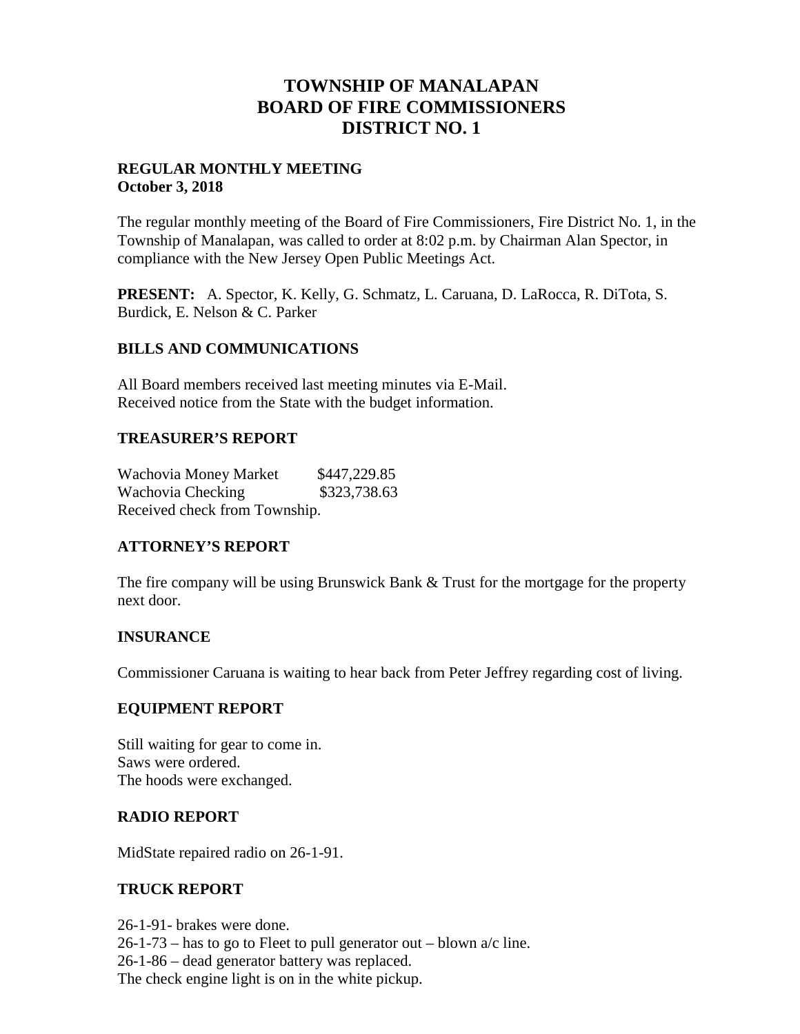# TOWNSHIP OF MANALAPAN
# BOARD OF FIRE COMMISSIONERS
# DISTRICT NO. 1

**REGULAR MONTHLY MEETING**
**October 3, 2018**

The regular monthly meeting of the Board of Fire Commissioners, Fire District No. 1, in the Township of Manalapan, was called to order at 8:02 p.m. by Chairman Alan Spector, in compliance with the New Jersey Open Public Meetings Act.

**PRESENT:** A. Spector, K. Kelly, G. Schmatz, L. Caruana, D. LaRocca, R. DiTota, S. Burdick, E. Nelson & C. Parker

## BILLS AND COMMUNICATIONS

All Board members received last meeting minutes via E-Mail.
Received notice from the State with the budget information.

## TREASURER'S REPORT

Wachovia Money Market $447,229.85
Wachovia Checking $323,738.63
Received check from Township.

## ATTORNEY'S REPORT

The fire company will be using Brunswick Bank & Trust for the mortgage for the property next door.

## INSURANCE

Commissioner Caruana is waiting to hear back from Peter Jeffrey regarding cost of living.

## EQUIPMENT REPORT

Still waiting for gear to come in.
Saws were ordered.
The hoods were exchanged.

## RADIO REPORT

MidState repaired radio on 26-1-91.

## TRUCK REPORT

26-1-91- brakes were done.
26-1-73 – has to go to Fleet to pull generator out – blown a/c line.
26-1-86 – dead generator battery was replaced.
The check engine light is on in the white pickup.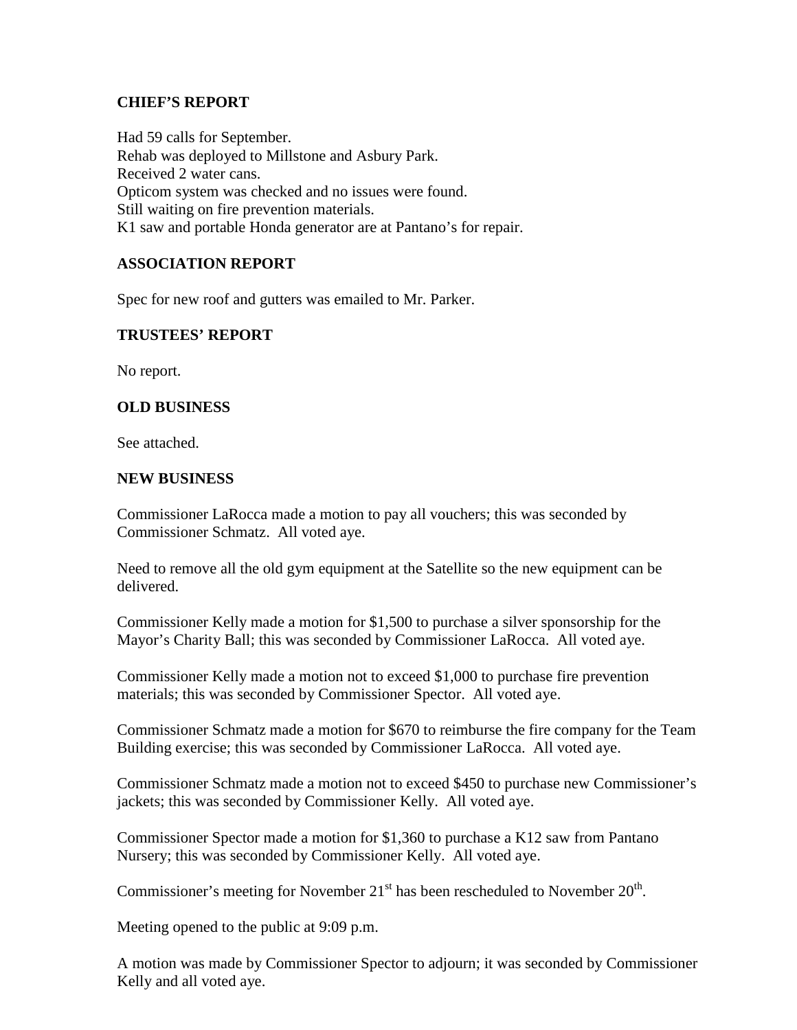## CHIEF'S REPORT

Had 59 calls for September.
Rehab was deployed to Millstone and Asbury Park.
Received 2 water cans.
Opticom system was checked and no issues were found.
Still waiting on fire prevention materials.
K1 saw and portable Honda generator are at Pantano's for repair.

## ASSOCIATION REPORT

Spec for new roof and gutters was emailed to Mr. Parker.

## TRUSTEES' REPORT

No report.

## OLD BUSINESS

See attached.

## NEW BUSINESS

Commissioner LaRocca made a motion to pay all vouchers; this was seconded by Commissioner Schmatz. All voted aye.

Need to remove all the old gym equipment at the Satellite so the new equipment can be delivered.

Commissioner Kelly made a motion for $1,500 to purchase a silver sponsorship for the Mayor's Charity Ball; this was seconded by Commissioner LaRocca. All voted aye.

Commissioner Kelly made a motion not to exceed $1,000 to purchase fire prevention materials; this was seconded by Commissioner Spector. All voted aye.

Commissioner Schmatz made a motion for $670 to reimburse the fire company for the Team Building exercise; this was seconded by Commissioner LaRocca. All voted aye.

Commissioner Schmatz made a motion not to exceed $450 to purchase new Commissioner's jackets; this was seconded by Commissioner Kelly. All voted aye.

Commissioner Spector made a motion for $1,360 to purchase a K12 saw from Pantano Nursery; this was seconded by Commissioner Kelly. All voted aye.

Commissioner's meeting for November 21st has been rescheduled to November 20th.

Meeting opened to the public at 9:09 p.m.

A motion was made by Commissioner Spector to adjourn; it was seconded by Commissioner Kelly and all voted aye.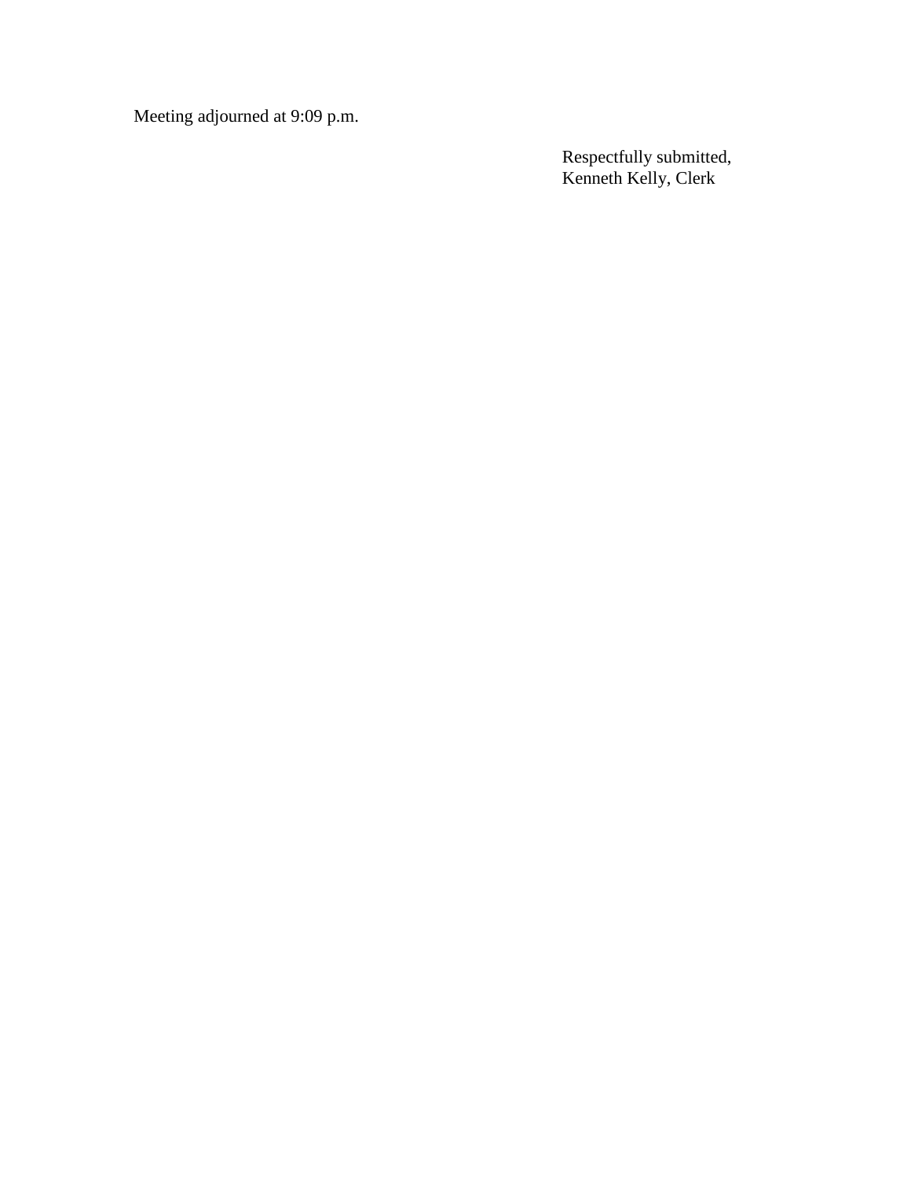Meeting adjourned at 9:09 p.m.

Respectfully submitted,
Kenneth Kelly, Clerk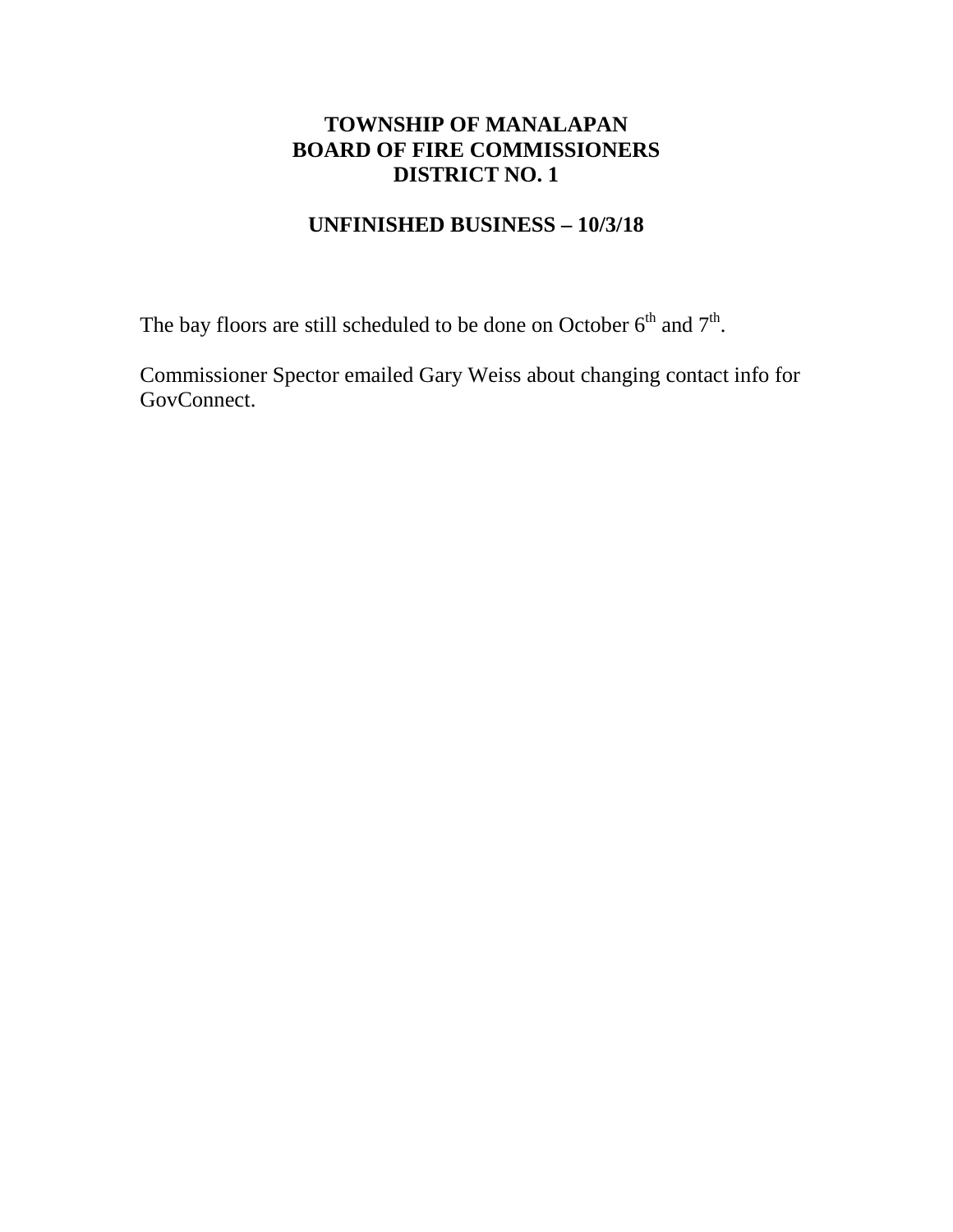**TOWNSHIP OF MANALAPAN**
**BOARD OF FIRE COMMISSIONERS**
**DISTRICT NO. 1**

**UNFINISHED BUSINESS – 10/3/18**

The bay floors are still scheduled to be done on October 6th and 7th.

Commissioner Spector emailed Gary Weiss about changing contact info for GovConnect.